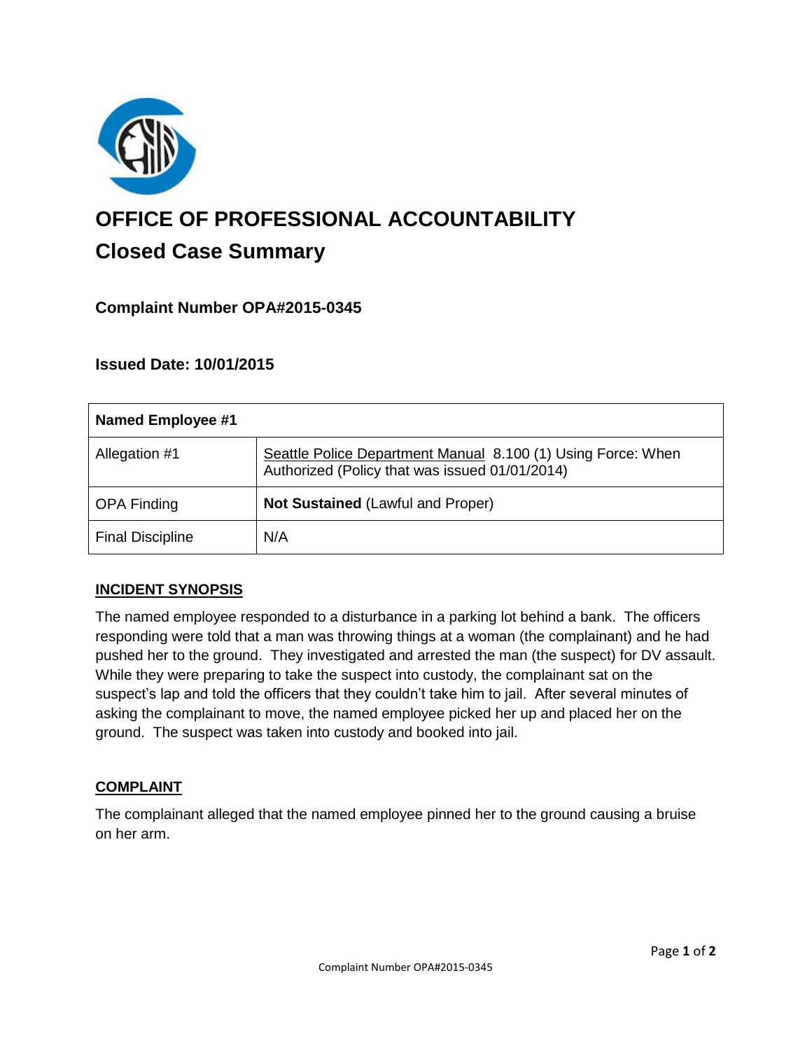# OFFICE OF PROFESSIONAL ACCOUNTABILITY

## Closed Case Summary

### Complaint Number OPA#2015-0345

### Issued Date: 10/01/2015

| Named Employee #1 | |
|---|---|
| Allegation #1 | Seattle Police Department Manual 8.100 (1) Using Force: When Authorized (Policy that was issued 01/01/2014) |
| OPA Finding | **Not Sustained** (Lawful and Proper) |
| Final Discipline | N/A |

**INCIDENT SYNOPSIS**

The named employee responded to a disturbance in a parking lot behind a bank. The officers responding were told that a man was throwing things at a woman (the complainant) and he had pushed her to the ground. They investigated and arrested the man (the suspect) for DV assault. While they were preparing to take the suspect into custody, the complainant sat on the suspect's lap and told the officers that they couldn't take him to jail. After several minutes of asking the complainant to move, the named employee picked her up and placed her on the ground. The suspect was taken into custody and booked into jail.

**COMPLAINT**

The complainant alleged that the named employee pinned her to the ground causing a bruise on her arm.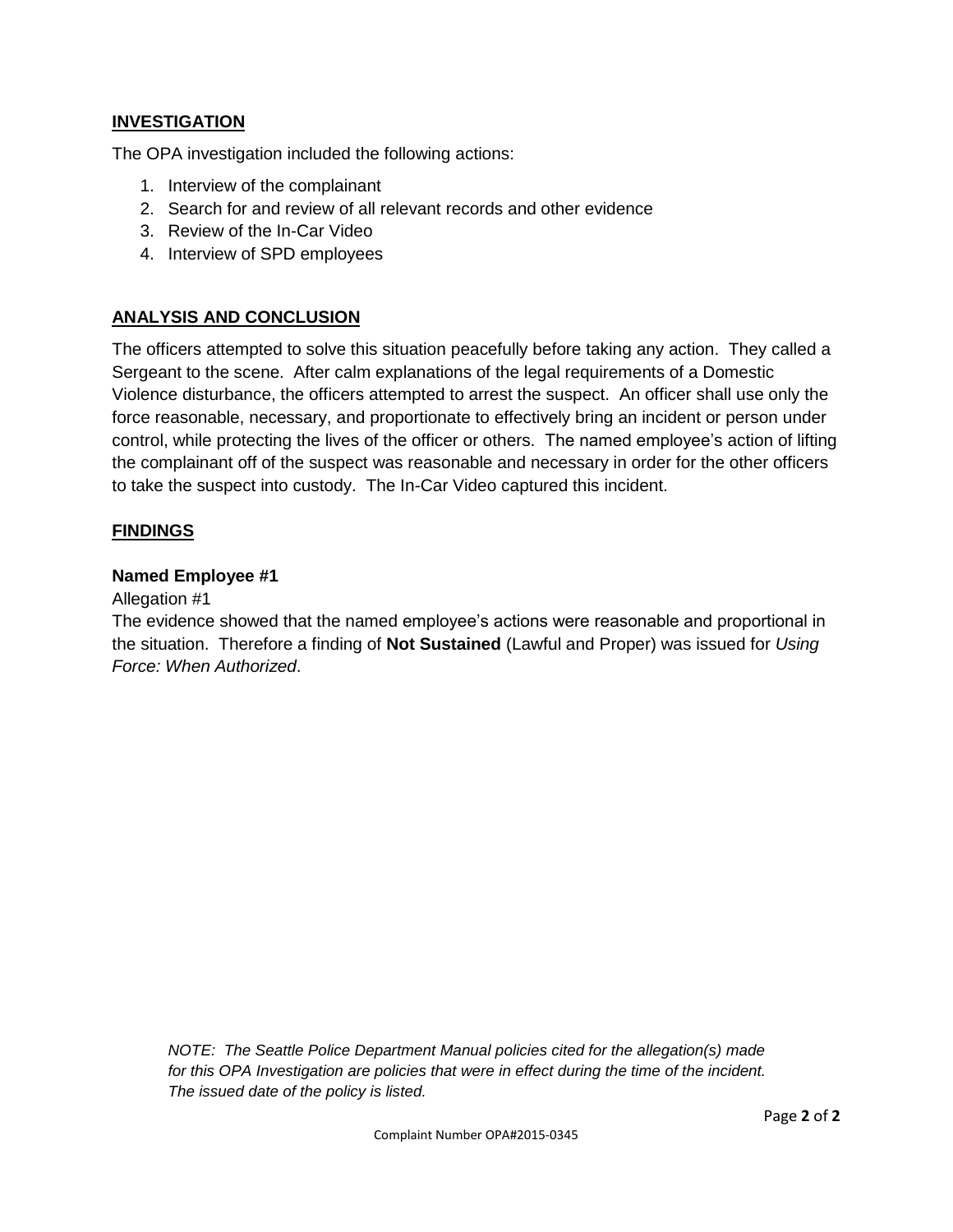## INVESTIGATION

The OPA investigation included the following actions:

1. Interview of the complainant
2. Search for and review of all relevant records and other evidence
3. Review of the In-Car Video
4. Interview of SPD employees

## ANALYSIS AND CONCLUSION

The officers attempted to solve this situation peacefully before taking any action. They called a Sergeant to the scene. After calm explanations of the legal requirements of a Domestic Violence disturbance, the officers attempted to arrest the suspect. An officer shall use only the force reasonable, necessary, and proportionate to effectively bring an incident or person under control, while protecting the lives of the officer or others. The named employee's action of lifting the complainant off of the suspect was reasonable and necessary in order for the other officers to take the suspect into custody. The In-Car Video captured this incident.

## FINDINGS

**Named Employee #1**

Allegation #1

The evidence showed that the named employee's actions were reasonable and proportional in the situation. Therefore a finding of **Not Sustained** (Lawful and Proper) was issued for *Using Force: When Authorized*.

*NOTE: The Seattle Police Department Manual policies cited for the allegation(s) made for this OPA Investigation are policies that were in effect during the time of the incident. The issued date of the policy is listed.*

Complaint Number OPA#2015-0345